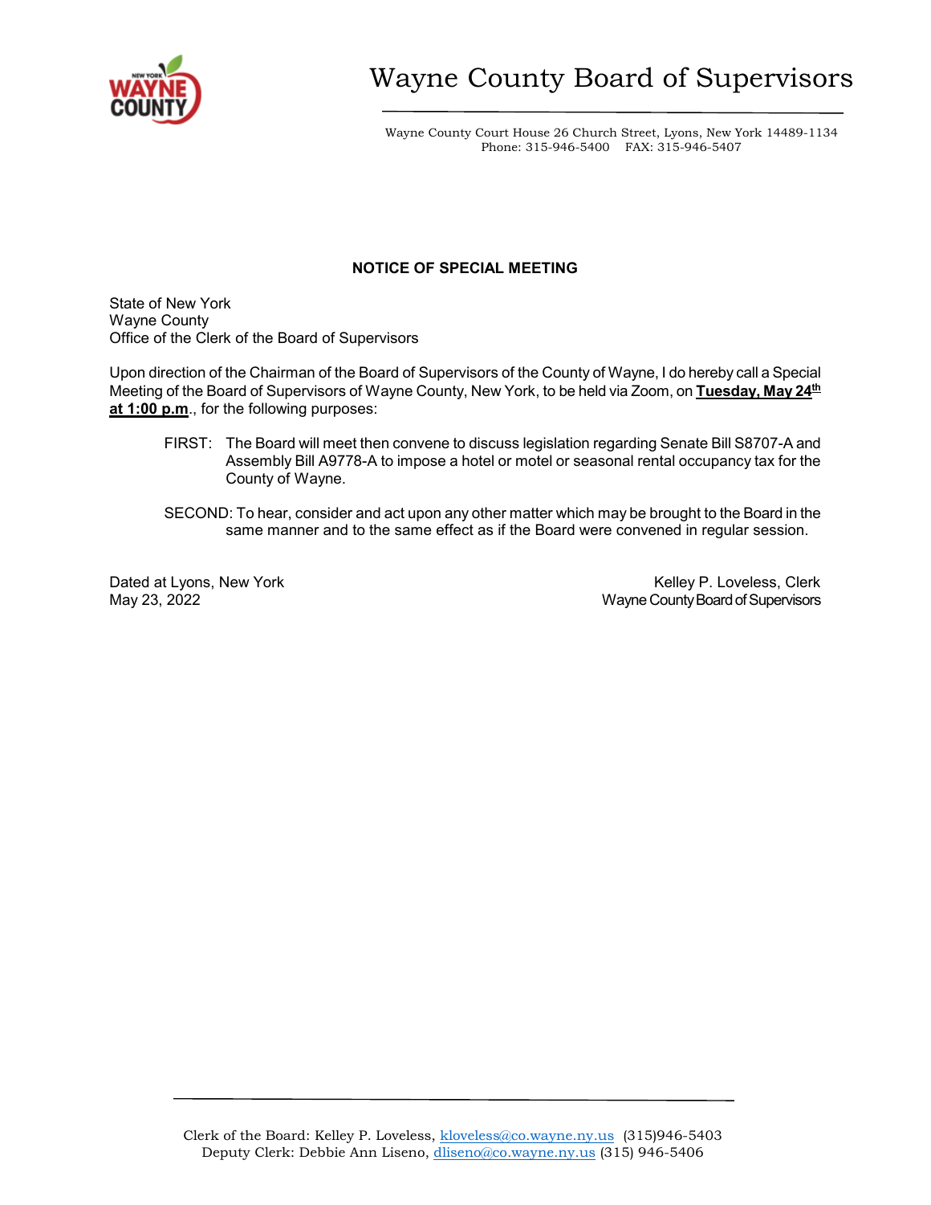# Wayne County Board of Supervisors

Wayne County Court House 26 Church Street, Lyons, New York 14489-1134
Phone: 315-946-5400 FAX: 315-946-5407

## NOTICE OF SPECIAL MEETING

State of New York
Wayne County
Office of the Clerk of the Board of Supervisors

Upon direction of the Chairman of the Board of Supervisors of the County of Wayne, I do hereby call a Special Meeting of the Board of Supervisors of Wayne County, New York, to be held via Zoom, on **Tuesday, May 24th at 1:00 p.m**., for the following purposes:

FIRST: The Board will meet then convene to discuss legislation regarding Senate Bill S8707-A and Assembly Bill A9778-A to impose a hotel or motel or seasonal rental occupancy tax for the County of Wayne.

SECOND: To hear, consider and act upon any other matter which may be brought to the Board in the same manner and to the same effect as if the Board were convened in regular session.

Dated at Lyons, New York
May 23, 2022

Kelley P. Loveless, Clerk
Wayne County Board of Supervisors

Clerk of the Board: Kelley P. Loveless, kloveless@co.wayne.ny.us (315)946-5403
Deputy Clerk: Debbie Ann Liseno, dliseno@co.wayne.ny.us (315) 946-5406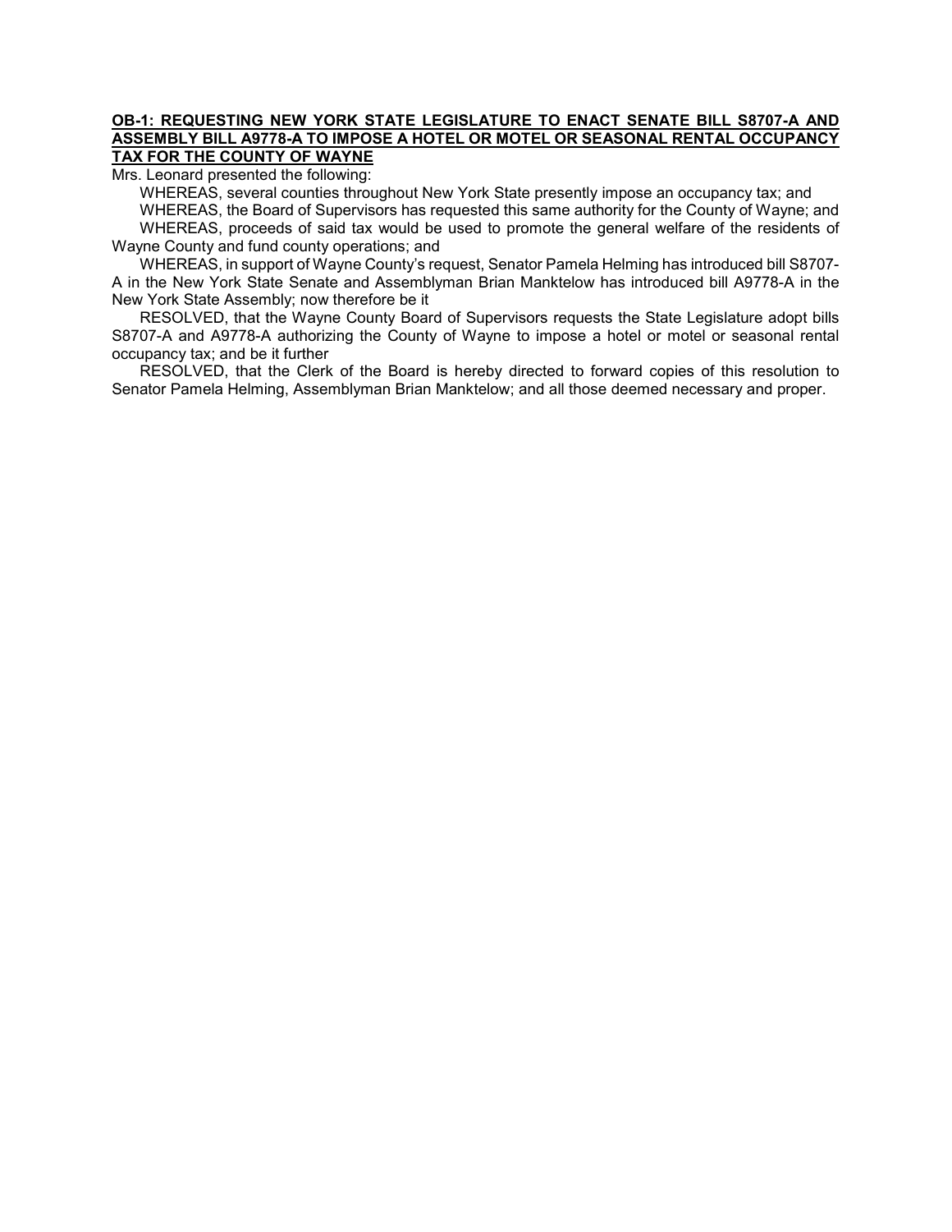**OB-1: REQUESTING NEW YORK STATE LEGISLATURE TO ENACT SENATE BILL S8707-A AND ASSEMBLY BILL A9778-A TO IMPOSE A HOTEL OR MOTEL OR SEASONAL RENTAL OCCUPANCY TAX FOR THE COUNTY OF WAYNE**

Mrs. Leonard presented the following:

WHEREAS, several counties throughout New York State presently impose an occupancy tax; and

WHEREAS, the Board of Supervisors has requested this same authority for the County of Wayne; and

WHEREAS, proceeds of said tax would be used to promote the general welfare of the residents of Wayne County and fund county operations; and

WHEREAS, in support of Wayne County's request, Senator Pamela Helming has introduced bill S8707-A in the New York State Senate and Assemblyman Brian Manktelow has introduced bill A9778-A in the New York State Assembly; now therefore be it

RESOLVED, that the Wayne County Board of Supervisors requests the State Legislature adopt bills S8707-A and A9778-A authorizing the County of Wayne to impose a hotel or motel or seasonal rental occupancy tax; and be it further

RESOLVED, that the Clerk of the Board is hereby directed to forward copies of this resolution to Senator Pamela Helming, Assemblyman Brian Manktelow; and all those deemed necessary and proper.